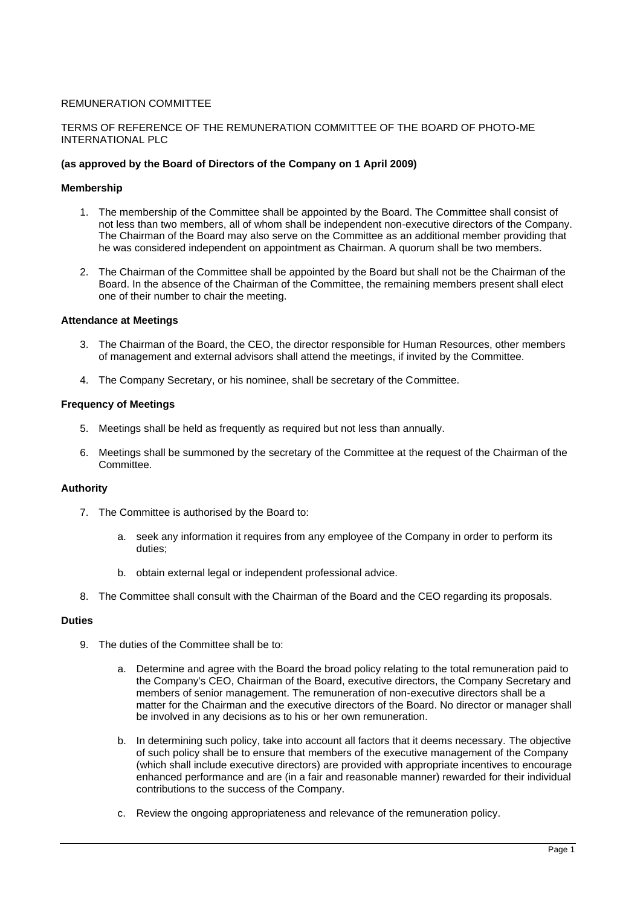REMUNERATION COMMITTEE

TERMS OF REFERENCE OF THE REMUNERATION COMMITTEE OF THE BOARD OF PHOTO-ME INTERNATIONAL PLC

**(as approved by the Board of Directors of the Company on 1 April 2009)**

**Membership**

1. The membership of the Committee shall be appointed by the Board. The Committee shall consist of not less than two members, all of whom shall be independent non-executive directors of the Company. The Chairman of the Board may also serve on the Committee as an additional member providing that he was considered independent on appointment as Chairman. A quorum shall be two members.

2. The Chairman of the Committee shall be appointed by the Board but shall not be the Chairman of the Board. In the absence of the Chairman of the Committee, the remaining members present shall elect one of their number to chair the meeting.

**Attendance at Meetings**

3. The Chairman of the Board, the CEO, the director responsible for Human Resources, other members of management and external advisors shall attend the meetings, if invited by the Committee.

4. The Company Secretary, or his nominee, shall be secretary of the Committee.

**Frequency of Meetings**

5. Meetings shall be held as frequently as required but not less than annually.

6. Meetings shall be summoned by the secretary of the Committee at the request of the Chairman of the Committee.

**Authority**

7. The Committee is authorised by the Board to:

   a. seek any information it requires from any employee of the Company in order to perform its duties;

   b. obtain external legal or independent professional advice.

8. The Committee shall consult with the Chairman of the Board and the CEO regarding its proposals.

**Duties**

9. The duties of the Committee shall be to:

   a. Determine and agree with the Board the broad policy relating to the total remuneration paid to the Company's CEO, Chairman of the Board, executive directors, the Company Secretary and members of senior management. The remuneration of non-executive directors shall be a matter for the Chairman and the executive directors of the Board. No director or manager shall be involved in any decisions as to his or her own remuneration.

   b. In determining such policy, take into account all factors that it deems necessary. The objective of such policy shall be to ensure that members of the executive management of the Company (which shall include executive directors) are provided with appropriate incentives to encourage enhanced performance and are (in a fair and reasonable manner) rewarded for their individual contributions to the success of the Company.

   c. Review the ongoing appropriateness and relevance of the remuneration policy.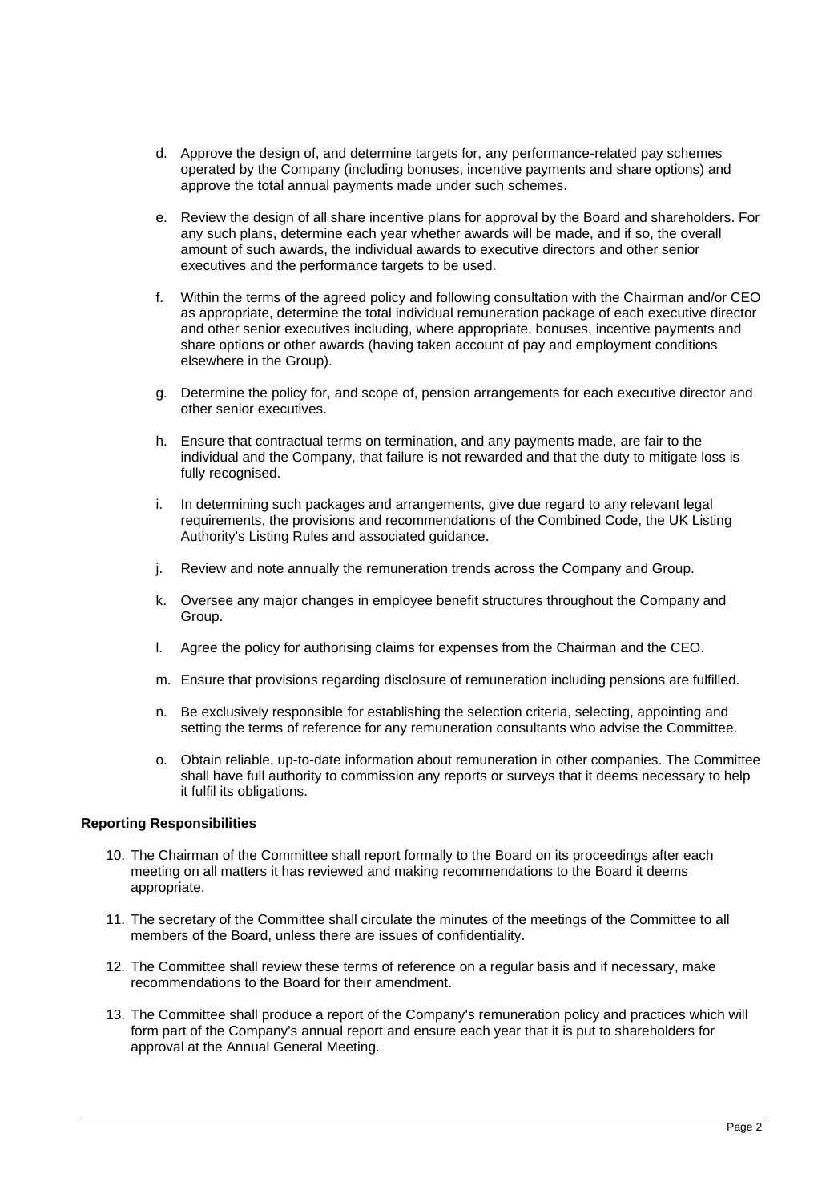d. Approve the design of, and determine targets for, any performance-related pay schemes operated by the Company (including bonuses, incentive payments and share options) and approve the total annual payments made under such schemes.

e. Review the design of all share incentive plans for approval by the Board and shareholders. For any such plans, determine each year whether awards will be made, and if so, the overall amount of such awards, the individual awards to executive directors and other senior executives and the performance targets to be used.

f. Within the terms of the agreed policy and following consultation with the Chairman and/or CEO as appropriate, determine the total individual remuneration package of each executive director and other senior executives including, where appropriate, bonuses, incentive payments and share options or other awards (having taken account of pay and employment conditions elsewhere in the Group).

g. Determine the policy for, and scope of, pension arrangements for each executive director and other senior executives.

h. Ensure that contractual terms on termination, and any payments made, are fair to the individual and the Company, that failure is not rewarded and that the duty to mitigate loss is fully recognised.

i. In determining such packages and arrangements, give due regard to any relevant legal requirements, the provisions and recommendations of the Combined Code, the UK Listing Authority's Listing Rules and associated guidance.

j. Review and note annually the remuneration trends across the Company and Group.

k. Oversee any major changes in employee benefit structures throughout the Company and Group.

l. Agree the policy for authorising claims for expenses from the Chairman and the CEO.

m. Ensure that provisions regarding disclosure of remuneration including pensions are fulfilled.

n. Be exclusively responsible for establishing the selection criteria, selecting, appointing and setting the terms of reference for any remuneration consultants who advise the Committee.

o. Obtain reliable, up-to-date information about remuneration in other companies. The Committee shall have full authority to commission any reports or surveys that it deems necessary to help it fulfil its obligations.

**Reporting Responsibilities**

10. The Chairman of the Committee shall report formally to the Board on its proceedings after each meeting on all matters it has reviewed and making recommendations to the Board it deems appropriate.

11. The secretary of the Committee shall circulate the minutes of the meetings of the Committee to all members of the Board, unless there are issues of confidentiality.

12. The Committee shall review these terms of reference on a regular basis and if necessary, make recommendations to the Board for their amendment.

13. The Committee shall produce a report of the Company's remuneration policy and practices which will form part of the Company's annual report and ensure each year that it is put to shareholders for approval at the Annual General Meeting.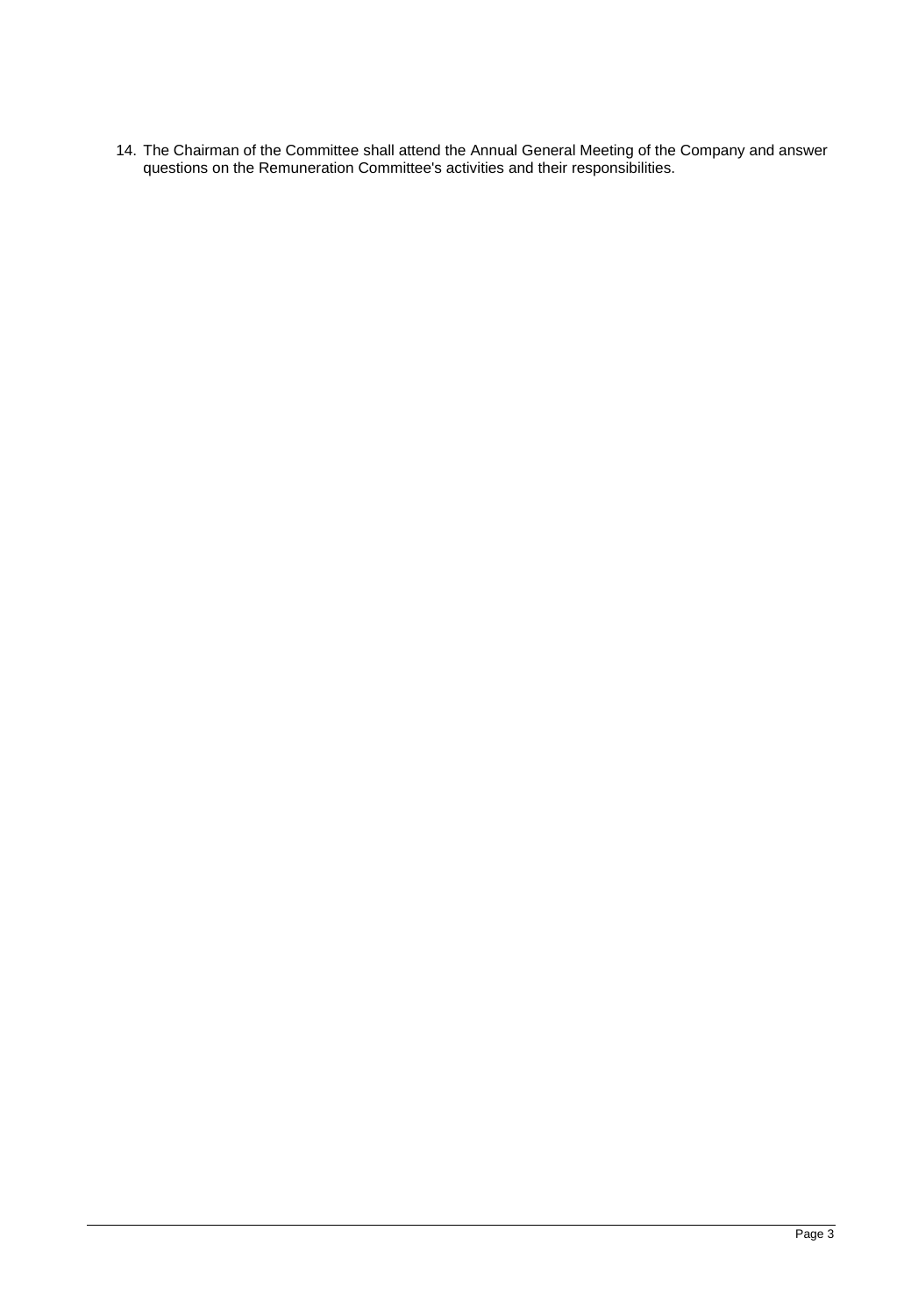14. The Chairman of the Committee shall attend the Annual General Meeting of the Company and answer questions on the Remuneration Committee's activities and their responsibilities.